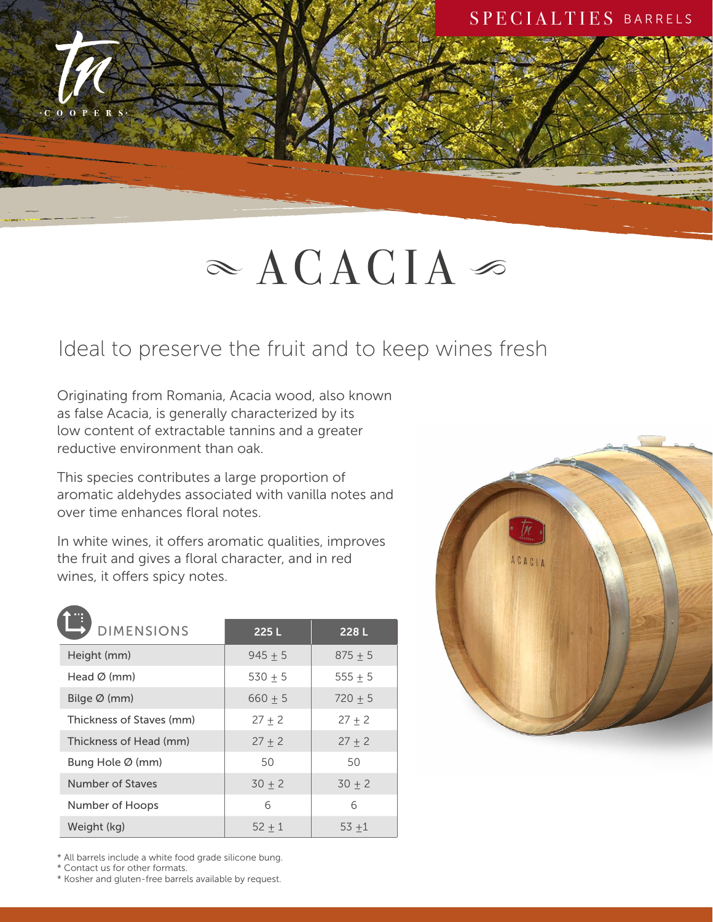SPECIALTIES BARRELS

# ACACIA

## Ideal to preserve the fruit and to keep wines fresh

Originating from Romania, Acacia wood, also known as false Acacia, is generally characterized by its low content of extractable tannins and a greater reductive environment than oak.

This species contributes a large proportion of aromatic aldehydes associated with vanilla notes and over time enhances floral notes.

In white wines, it offers aromatic qualities, improves the fruit and gives a floral character, and in red wines, it offers spicy notes.

| DIMENSIONS | 225 L | 228 L |
| --- | --- | --- |
| Height (mm) | 945 ± 5 | 875 ± 5 |
| Head Ø (mm) | 530 ± 5 | 555 ± 5 |
| Bilge Ø (mm) | 660 ± 5 | 720 ± 5 |
| Thickness of Staves (mm) | 27 ± 2 | 27 ± 2 |
| Thickness of Head (mm) | 27 ± 2 | 27 ± 2 |
| Bung Hole Ø (mm) | 50 | 50 |
| Number of Staves | 30 ± 2 | 30 ± 2 |
| Number of Hoops | 6 | 6 |
| Weight (kg) | 52 ± 1 | 53 ±1 |

* All barrels include a white food grade silicone bung.
* Contact us for other formats.
* Kosher and gluten-free barrels available by request.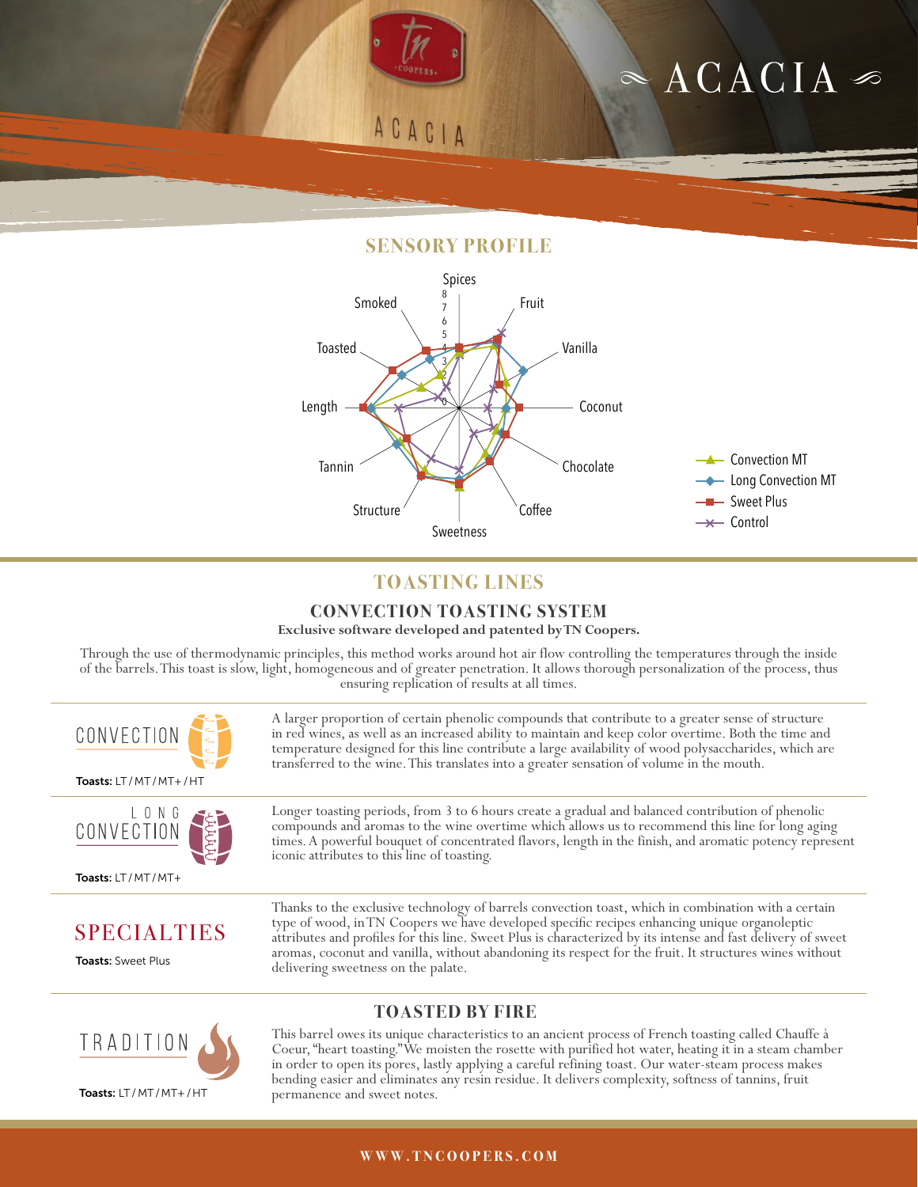# ACACIA

## SENSORY PROFILE

Spices
Fruit
Vanilla
Coconut
Chocolate
Coffee
Sweetness
Structure
Tannin
Length
Toasted
Smoked

8
7
6
5
4
3
2
1
0

Convection MT
Long Convection MT
Sweet Plus
Control

## TOASTING LINES

### CONVECTION TOASTING SYSTEM

**Exclusive software developed and patented by TN Coopers.**

Through the use of thermodynamic principles, this method works around hot air flow controlling the temperatures through the inside of the barrels. This toast is slow, light, homogeneous and of greater penetration. It allows thorough personalization of the process, thus ensuring replication of results at all times.

#### CONVECTION

**Toasts:** LT / MT / MT+ / HT

A larger proportion of certain phenolic compounds that contribute to a greater sense of structure in red wines, as well as an increased ability to maintain and keep color overtime. Both the time and temperature designed for this line contribute a large availability of wood polysaccharides, which are transferred to the wine. This translates into a greater sensation of volume in the mouth.

#### LONG CONVECTION

**Toasts:** LT / MT / MT+

Longer toasting periods, from 3 to 6 hours create a gradual and balanced contribution of phenolic compounds and aromas to the wine overtime which allows us to recommend this line for long aging times. A powerful bouquet of concentrated flavors, length in the finish, and aromatic potency represent iconic attributes to this line of toasting.

#### SPECIALTIES

**Toasts:** Sweet Plus

Thanks to the exclusive technology of barrels convection toast, which in combination with a certain type of wood, in TN Coopers we have developed specific recipes enhancing unique organoleptic attributes and profiles for this line. Sweet Plus is characterized by its intense and fast delivery of sweet aromas, coconut and vanilla, without abandoning its respect for the fruit. It structures wines without delivering sweetness on the palate.

### TOASTED BY FIRE

#### TRADITION

**Toasts:** LT / MT / MT+ / HT

This barrel owes its unique characteristics to an ancient process of French toasting called Chauffe à Coeur, "heart toasting." We moisten the rosette with purified hot water, heating it in a steam chamber in order to open its pores, lastly applying a careful refining toast. Our water-steam process makes bending easier and eliminates any resin residue. It delivers complexity, softness of tannins, fruit permanence and sweet notes.

WWW.TNCOOPERS.COM